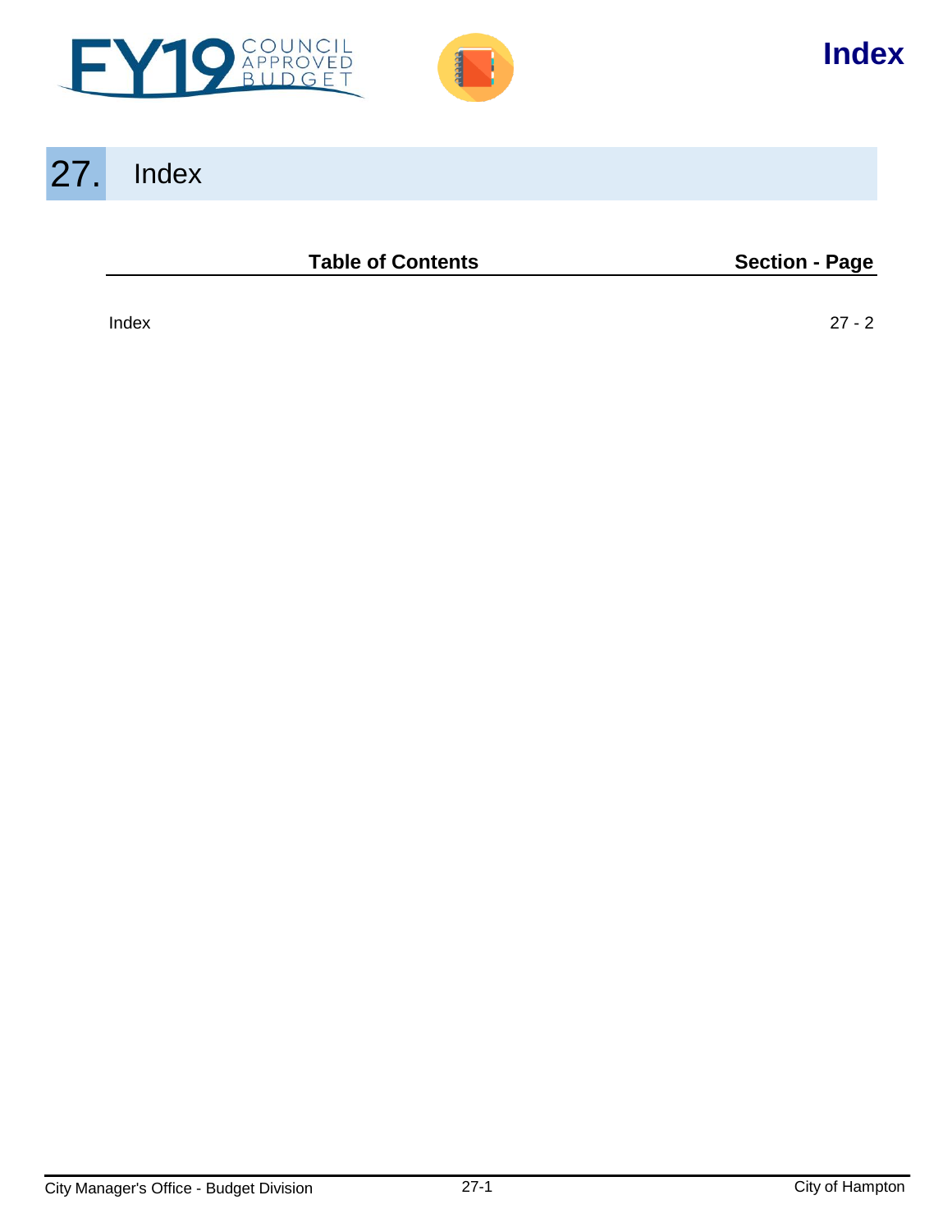# 27. Index

| Table of Contents | Section - Page |
| --- | --- |
| Index | 27 - 2 |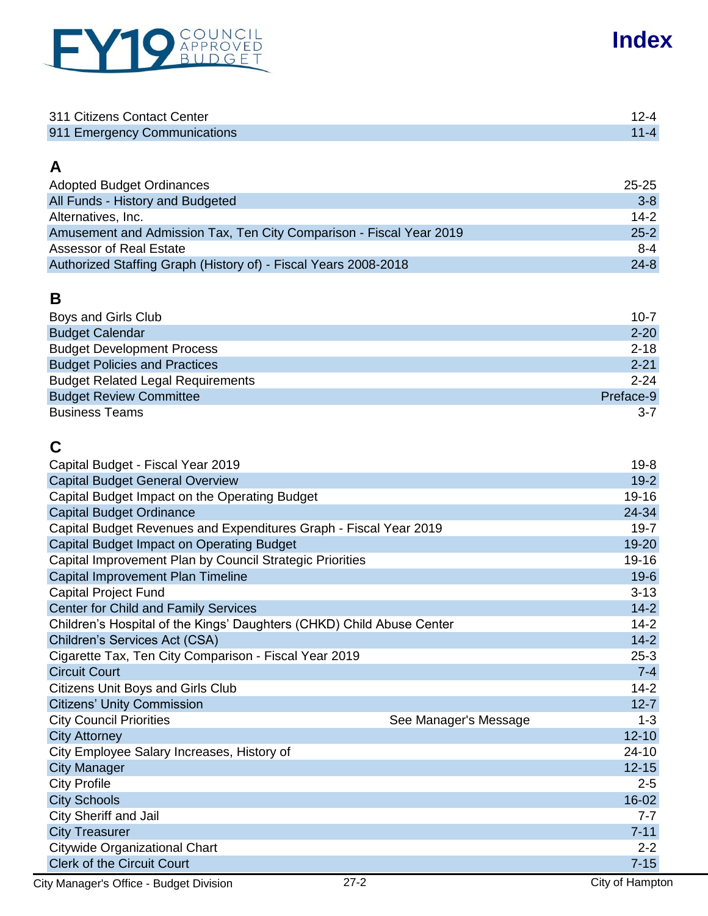# Index

| | |
|---|---|
| 311 Citizens Contact Center | 12-4 |
| 911 Emergency Communications | 11-4 |

## A

| | |
|---|---|
| Adopted Budget Ordinances | 25-25 |
| All Funds - History and Budgeted | 3-8 |
| Alternatives, Inc. | 14-2 |
| Amusement and Admission Tax, Ten City Comparison - Fiscal Year 2019 | 25-2 |
| Assessor of Real Estate | 8-4 |
| Authorized Staffing Graph (History of) - Fiscal Years 2008-2018 | 24-8 |

## B

| | |
|---|---|
| Boys and Girls Club | 10-7 |
| Budget Calendar | 2-20 |
| Budget Development Process | 2-18 |
| Budget Policies and Practices | 2-21 |
| Budget Related Legal Requirements | 2-24 |
| Budget Review Committee | Preface-9 |
| Business Teams | 3-7 |

## C

| | | |
|---|---|---|
| Capital Budget - Fiscal Year 2019 | | 19-8 |
| Capital Budget General Overview | | 19-2 |
| Capital Budget Impact on the Operating Budget | | 19-16 |
| Capital Budget Ordinance | | 24-34 |
| Capital Budget Revenues and Expenditures Graph - Fiscal Year 2019 | | 19-7 |
| Capital Budget Impact on Operating Budget | | 19-20 |
| Capital Improvement Plan by Council Strategic Priorities | | 19-16 |
| Capital Improvement Plan Timeline | | 19-6 |
| Capital Project Fund | | 3-13 |
| Center for Child and Family Services | | 14-2 |
| Children's Hospital of the Kings' Daughters (CHKD) Child Abuse Center | | 14-2 |
| Children's Services Act (CSA) | | 14-2 |
| Cigarette Tax, Ten City Comparison - Fiscal Year 2019 | | 25-3 |
| Circuit Court | | 7-4 |
| Citizens Unit Boys and Girls Club | | 14-2 |
| Citizens' Unity Commission | | 12-7 |
| City Council Priorities | See Manager's Message | 1-3 |
| City Attorney | | 12-10 |
| City Employee Salary Increases, History of | | 24-10 |
| City Manager | | 12-15 |
| City Profile | | 2-5 |
| City Schools | | 16-02 |
| City Sheriff and Jail | | 7-7 |
| City Treasurer | | 7-11 |
| Citywide Organizational Chart | | 2-2 |
| Clerk of the Circuit Court | | 7-15 |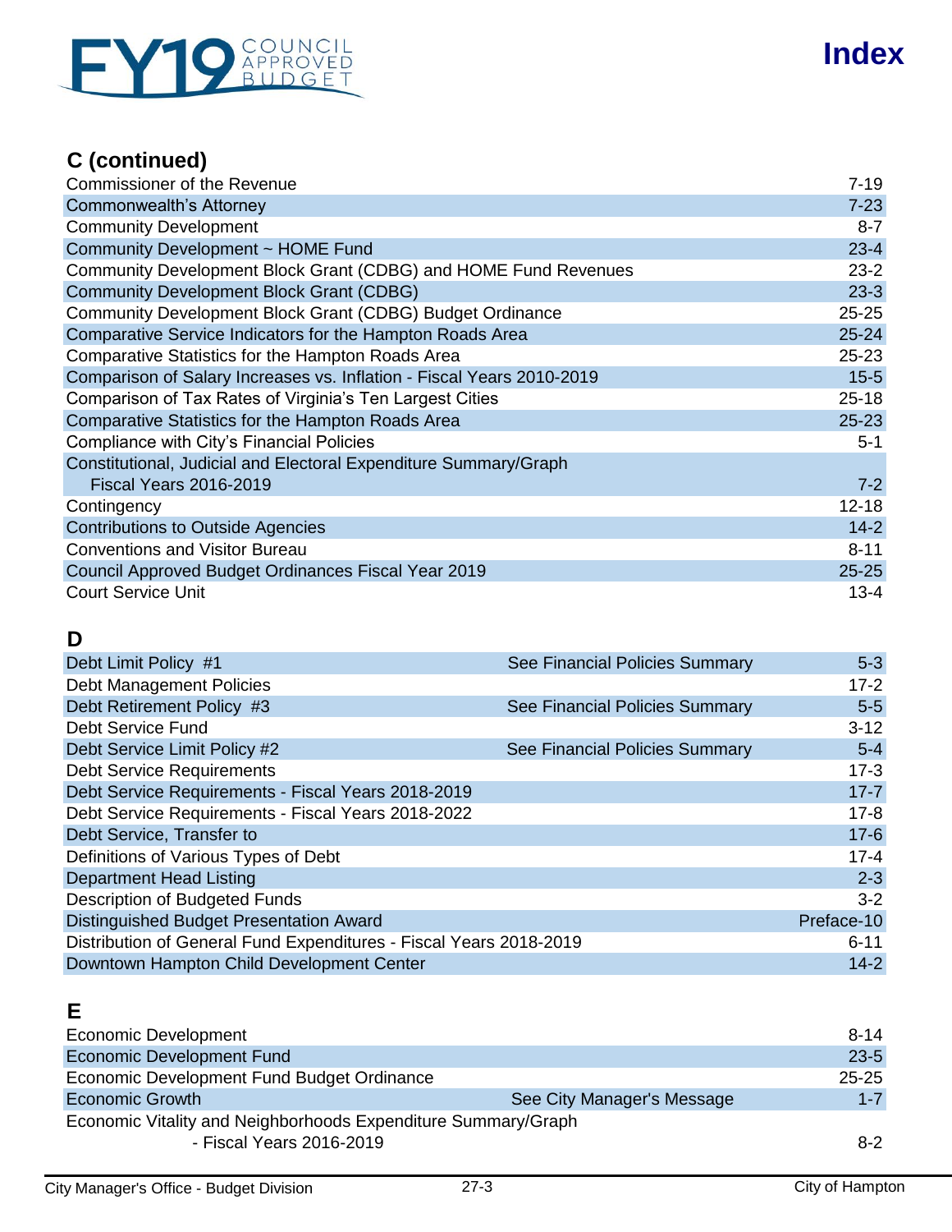# Index

## C (continued)

| | |
|---|---|
| Commissioner of the Revenue | 7-19 |
| Commonwealth's Attorney | 7-23 |
| Community Development | 8-7 |
| Community Development ~ HOME Fund | 23-4 |
| Community Development Block Grant (CDBG) and HOME Fund Revenues | 23-2 |
| Community Development Block Grant (CDBG) | 23-3 |
| Community Development Block Grant (CDBG) Budget Ordinance | 25-25 |
| Comparative Service Indicators for the Hampton Roads Area | 25-24 |
| Comparative Statistics for the Hampton Roads Area | 25-23 |
| Comparison of Salary Increases vs. Inflation - Fiscal Years 2010-2019 | 15-5 |
| Comparison of Tax Rates of Virginia's Ten Largest Cities | 25-18 |
| Comparative Statistics for the Hampton Roads Area | 25-23 |
| Compliance with City's Financial Policies | 5-1 |
| Constitutional, Judicial and Electoral Expenditure Summary/Graph Fiscal Years 2016-2019 | 7-2 |
| Contingency | 12-18 |
| Contributions to Outside Agencies | 14-2 |
| Conventions and Visitor Bureau | 8-11 |
| Council Approved Budget Ordinances Fiscal Year 2019 | 25-25 |
| Court Service Unit | 13-4 |

## D

| | | |
|---|---|---|
| Debt Limit Policy #1 | See Financial Policies Summary | 5-3 |
| Debt Management Policies | | 17-2 |
| Debt Retirement Policy #3 | See Financial Policies Summary | 5-5 |
| Debt Service Fund | | 3-12 |
| Debt Service Limit Policy #2 | See Financial Policies Summary | 5-4 |
| Debt Service Requirements | | 17-3 |
| Debt Service Requirements - Fiscal Years 2018-2019 | | 17-7 |
| Debt Service Requirements - Fiscal Years 2018-2022 | | 17-8 |
| Debt Service, Transfer to | | 17-6 |
| Definitions of Various Types of Debt | | 17-4 |
| Department Head Listing | | 2-3 |
| Description of Budgeted Funds | | 3-2 |
| Distinguished Budget Presentation Award | | Preface-10 |
| Distribution of General Fund Expenditures - Fiscal Years 2018-2019 | | 6-11 |
| Downtown Hampton Child Development Center | | 14-2 |

## E

| | | |
|---|---|---|
| Economic Development | | 8-14 |
| Economic Development Fund | | 23-5 |
| Economic Development Fund Budget Ordinance | | 25-25 |
| Economic Growth | See City Manager's Message | 1-7 |
| Economic Vitality and Neighborhoods Expenditure Summary/Graph - Fiscal Years 2016-2019 | | 8-2 |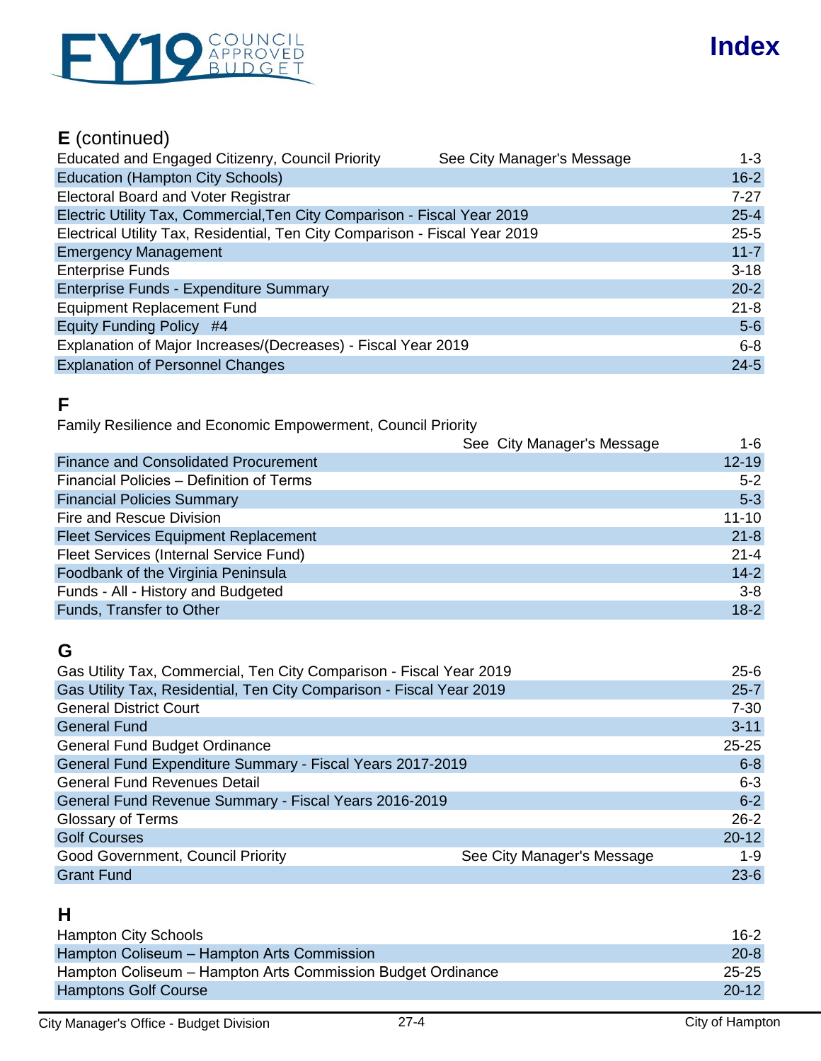# Index

## E (continued)

| Entry | | Page |
|---|---|---|
| Educated and Engaged Citizenry, Council Priority | See City Manager's Message | 1-3 |
| Education (Hampton City Schools) | | 16-2 |
| Electoral Board and Voter Registrar | | 7-27 |
| Electric Utility Tax, Commercial,Ten City Comparison - Fiscal Year 2019 | | 25-4 |
| Electrical Utility Tax, Residential, Ten City Comparison - Fiscal Year 2019 | | 25-5 |
| Emergency Management | | 11-7 |
| Enterprise Funds | | 3-18 |
| Enterprise Funds - Expenditure Summary | | 20-2 |
| Equipment Replacement Fund | | 21-8 |
| Equity Funding Policy #4 | | 5-6 |
| Explanation of Major Increases/(Decreases) - Fiscal Year 2019 | | 6-8 |
| Explanation of Personnel Changes | | 24-5 |

## F

| Entry | | Page |
|---|---|---|
| Family Resilience and Economic Empowerment, Council Priority | See City Manager's Message | 1-6 |
| Finance and Consolidated Procurement | | 12-19 |
| Financial Policies – Definition of Terms | | 5-2 |
| Financial Policies Summary | | 5-3 |
| Fire and Rescue Division | | 11-10 |
| Fleet Services Equipment Replacement | | 21-8 |
| Fleet Services (Internal Service Fund) | | 21-4 |
| Foodbank of the Virginia Peninsula | | 14-2 |
| Funds - All - History and Budgeted | | 3-8 |
| Funds, Transfer to Other | | 18-2 |

## G

| Entry | | Page |
|---|---|---|
| Gas Utility Tax, Commercial, Ten City Comparison - Fiscal Year 2019 | | 25-6 |
| Gas Utility Tax, Residential, Ten City Comparison - Fiscal Year 2019 | | 25-7 |
| General District Court | | 7-30 |
| General Fund | | 3-11 |
| General Fund Budget Ordinance | | 25-25 |
| General Fund Expenditure Summary - Fiscal Years 2017-2019 | | 6-8 |
| General Fund Revenues Detail | | 6-3 |
| General Fund Revenue Summary - Fiscal Years 2016-2019 | | 6-2 |
| Glossary of Terms | | 26-2 |
| Golf Courses | | 20-12 |
| Good Government, Council Priority | See City Manager's Message | 1-9 |
| Grant Fund | | 23-6 |

## H

| Entry | | Page |
|---|---|---|
| Hampton City Schools | | 16-2 |
| Hampton Coliseum – Hampton Arts Commission | | 20-8 |
| Hampton Coliseum – Hampton Arts Commission Budget Ordinance | | 25-25 |
| Hamptons Golf Course | | 20-12 |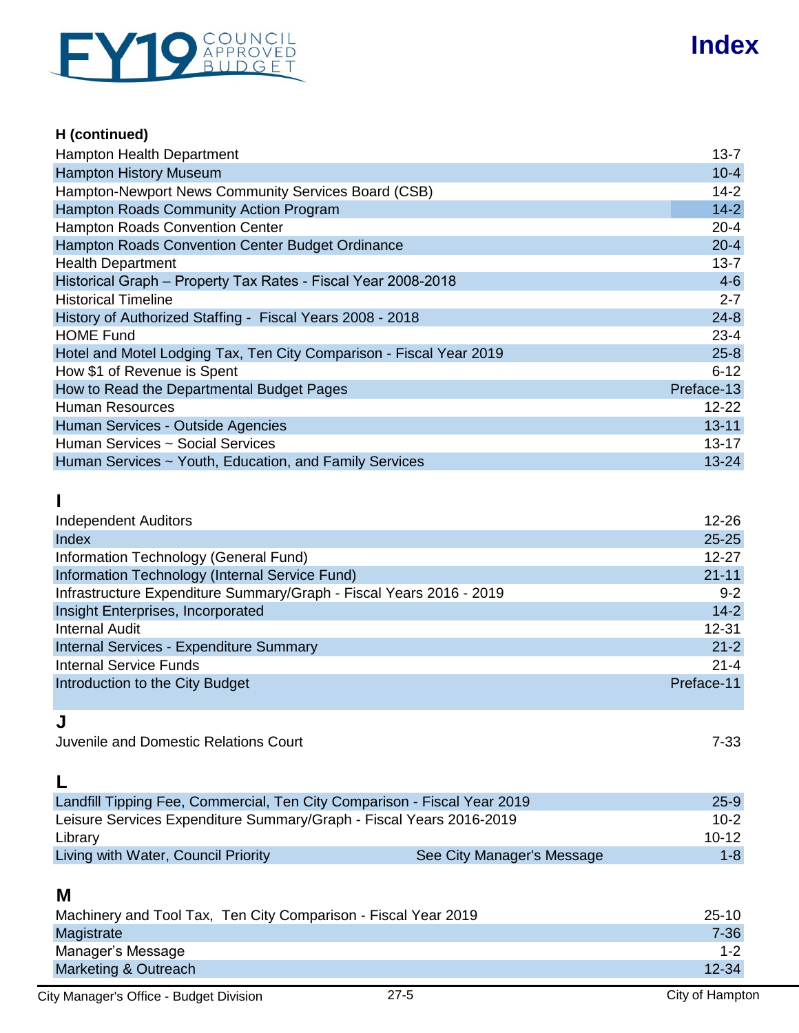# Index

**H (continued)**

| | |
|---|---|
| Hampton Health Department | 13-7 |
| Hampton History Museum | 10-4 |
| Hampton-Newport News Community Services Board (CSB) | 14-2 |
| Hampton Roads Community Action Program | 14-2 |
| Hampton Roads Convention Center | 20-4 |
| Hampton Roads Convention Center Budget Ordinance | 20-4 |
| Health Department | 13-7 |
| Historical Graph – Property Tax Rates - Fiscal Year 2008-2018 | 4-6 |
| Historical Timeline | 2-7 |
| History of Authorized Staffing - Fiscal Years 2008 - 2018 | 24-8 |
| HOME Fund | 23-4 |
| Hotel and Motel Lodging Tax, Ten City Comparison - Fiscal Year 2019 | 25-8 |
| How $1 of Revenue is Spent | 6-12 |
| How to Read the Departmental Budget Pages | Preface-13 |
| Human Resources | 12-22 |
| Human Services - Outside Agencies | 13-11 |
| Human Services ~ Social Services | 13-17 |
| Human Services ~ Youth, Education, and Family Services | 13-24 |

**I**

| | |
|---|---|
| Independent Auditors | 12-26 |
| Index | 25-25 |
| Information Technology (General Fund) | 12-27 |
| Information Technology (Internal Service Fund) | 21-11 |
| Infrastructure Expenditure Summary/Graph - Fiscal Years 2016 - 2019 | 9-2 |
| Insight Enterprises, Incorporated | 14-2 |
| Internal Audit | 12-31 |
| Internal Services - Expenditure Summary | 21-2 |
| Internal Service Funds | 21-4 |
| Introduction to the City Budget | Preface-11 |

**J**

| | |
|---|---|
| Juvenile and Domestic Relations Court | 7-33 |

**L**

| | | |
|---|---|---|
| Landfill Tipping Fee, Commercial, Ten City Comparison - Fiscal Year 2019 | | 25-9 |
| Leisure Services Expenditure Summary/Graph - Fiscal Years 2016-2019 | | 10-2 |
| Library | | 10-12 |
| Living with Water, Council Priority | See City Manager's Message | 1-8 |

**M**

| | |
|---|---|
| Machinery and Tool Tax, Ten City Comparison - Fiscal Year 2019 | 25-10 |
| Magistrate | 7-36 |
| Manager's Message | 1-2 |
| Marketing & Outreach | 12-34 |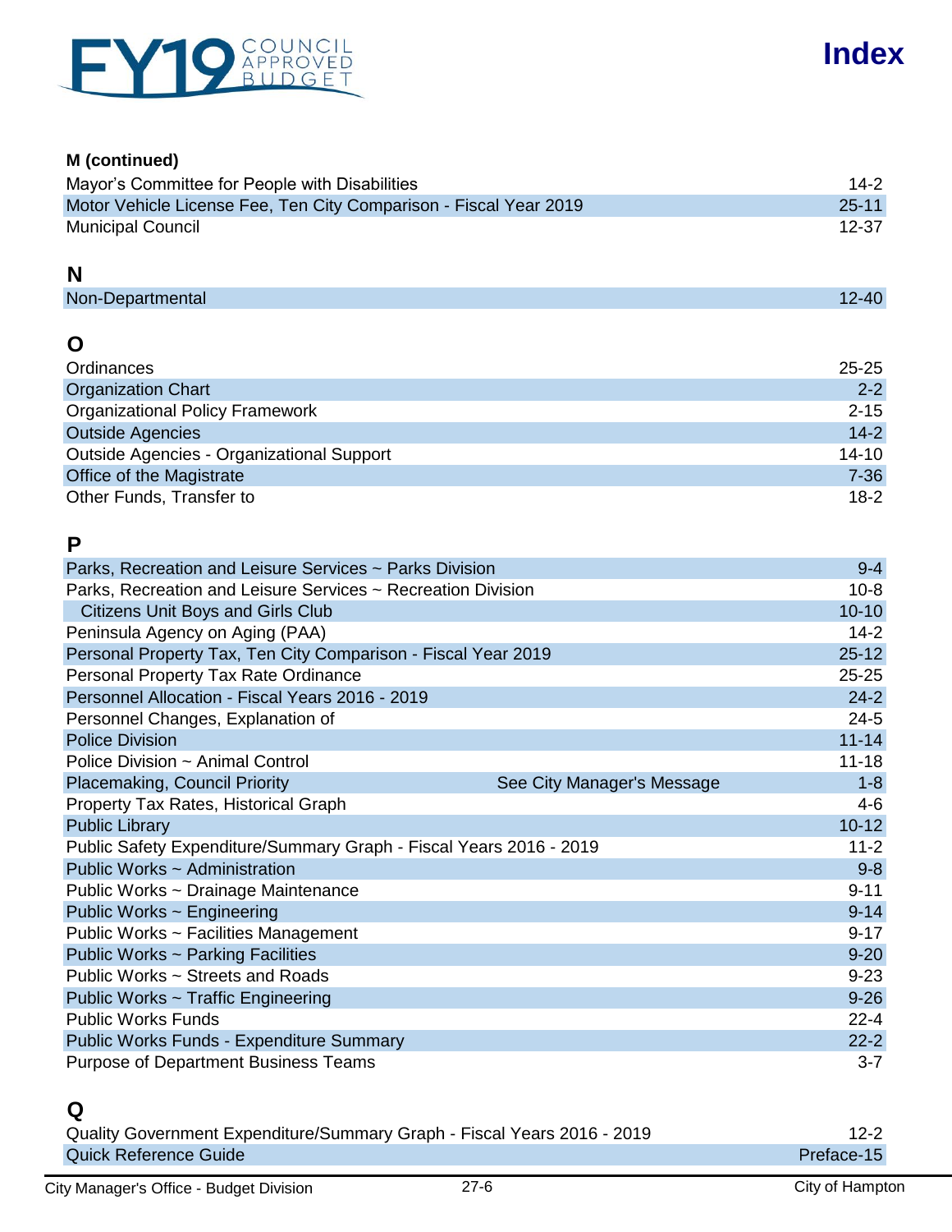# Index

**M (continued)**

| | |
|---|---|
| Mayor's Committee for People with Disabilities | 14-2 |
| Motor Vehicle License Fee, Ten City Comparison - Fiscal Year 2019 | 25-11 |
| Municipal Council | 12-37 |

## N

| | |
|---|---|
| Non-Departmental | 12-40 |

## O

| | |
|---|---|
| Ordinances | 25-25 |
| Organization Chart | 2-2 |
| Organizational Policy Framework | 2-15 |
| Outside Agencies | 14-2 |
| Outside Agencies - Organizational Support | 14-10 |
| Office of the Magistrate | 7-36 |
| Other Funds, Transfer to | 18-2 |

## P

| | | |
|---|---|---|
| Parks, Recreation and Leisure Services ~ Parks Division | | 9-4 |
| Parks, Recreation and Leisure Services ~ Recreation Division | | 10-8 |
| Citizens Unit Boys and Girls Club | | 10-10 |
| Peninsula Agency on Aging (PAA) | | 14-2 |
| Personal Property Tax, Ten City Comparison - Fiscal Year 2019 | | 25-12 |
| Personal Property Tax Rate Ordinance | | 25-25 |
| Personnel Allocation - Fiscal Years 2016 - 2019 | | 24-2 |
| Personnel Changes, Explanation of | | 24-5 |
| Police Division | | 11-14 |
| Police Division ~ Animal Control | | 11-18 |
| Placemaking, Council Priority | See City Manager's Message | 1-8 |
| Property Tax Rates, Historical Graph | | 4-6 |
| Public Library | | 10-12 |
| Public Safety Expenditure/Summary Graph - Fiscal Years 2016 - 2019 | | 11-2 |
| Public Works ~ Administration | | 9-8 |
| Public Works ~ Drainage Maintenance | | 9-11 |
| Public Works ~ Engineering | | 9-14 |
| Public Works ~ Facilities Management | | 9-17 |
| Public Works ~ Parking Facilities | | 9-20 |
| Public Works ~ Streets and Roads | | 9-23 |
| Public Works ~ Traffic Engineering | | 9-26 |
| Public Works Funds | | 22-4 |
| Public Works Funds - Expenditure Summary | | 22-2 |
| Purpose of Department Business Teams | | 3-7 |

## Q

| | |
|---|---|
| Quality Government Expenditure/Summary Graph - Fiscal Years 2016 - 2019 | 12-2 |
| Quick Reference Guide | Preface-15 |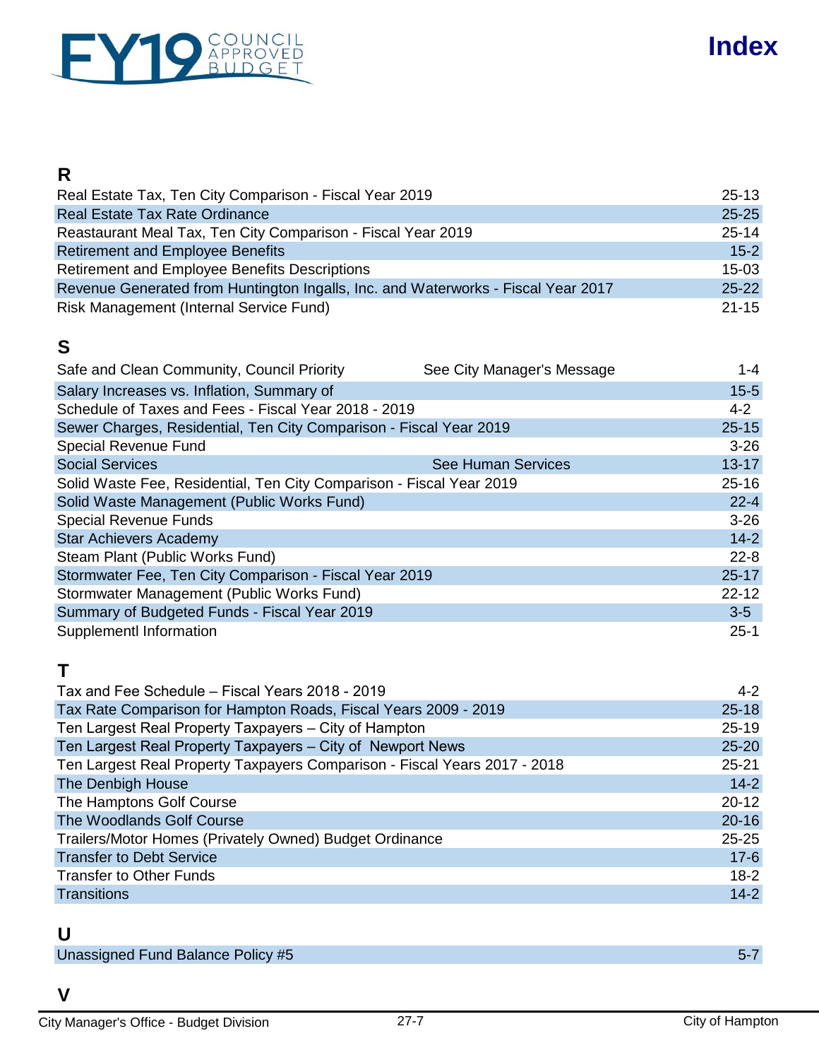## R

| | | |
|---|---|---|
| Real Estate Tax, Ten City Comparison - Fiscal Year 2019 | | 25-13 |
| Real Estate Tax Rate Ordinance | | 25-25 |
| Reastaurant Meal Tax, Ten City Comparison - Fiscal Year 2019 | | 25-14 |
| Retirement and Employee Benefits | | 15-2 |
| Retirement and Employee Benefits Descriptions | | 15-03 |
| Revenue Generated from Huntington Ingalls, Inc. and Waterworks - Fiscal Year 2017 | | 25-22 |
| Risk Management (Internal Service Fund) | | 21-15 |

## S

| | | |
|---|---|---|
| Safe and Clean Community, Council Priority | See City Manager's Message | 1-4 |
| Salary Increases vs. Inflation, Summary of | | 15-5 |
| Schedule of Taxes and Fees - Fiscal Year 2018 - 2019 | | 4-2 |
| Sewer Charges, Residential, Ten City Comparison - Fiscal Year 2019 | | 25-15 |
| Special Revenue Fund | | 3-26 |
| Social Services | See Human Services | 13-17 |
| Solid Waste Fee, Residential, Ten City Comparison - Fiscal Year 2019 | | 25-16 |
| Solid Waste Management (Public Works Fund) | | 22-4 |
| Special Revenue Funds | | 3-26 |
| Star Achievers Academy | | 14-2 |
| Steam Plant (Public Works Fund) | | 22-8 |
| Stormwater Fee, Ten City Comparison - Fiscal Year 2019 | | 25-17 |
| Stormwater Management (Public Works Fund) | | 22-12 |
| Summary of Budgeted Funds - Fiscal Year 2019 | | 3-5 |
| Supplementl Information | | 25-1 |

## T

| | | |
|---|---|---|
| Tax and Fee Schedule – Fiscal Years 2018 - 2019 | | 4-2 |
| Tax Rate Comparison for Hampton Roads, Fiscal Years 2009 - 2019 | | 25-18 |
| Ten Largest Real Property Taxpayers – City of Hampton | | 25-19 |
| Ten Largest Real Property Taxpayers – City of Newport News | | 25-20 |
| Ten Largest Real Property Taxpayers Comparison - Fiscal Years 2017 - 2018 | | 25-21 |
| The Denbigh House | | 14-2 |
| The Hamptons Golf Course | | 20-12 |
| The Woodlands Golf Course | | 20-16 |
| Trailers/Motor Homes (Privately Owned) Budget Ordinance | | 25-25 |
| Transfer to Debt Service | | 17-6 |
| Transfer to Other Funds | | 18-2 |
| Transitions | | 14-2 |

## U

| | | |
|---|---|---|
| Unassigned Fund Balance Policy #5 | | 5-7 |

## V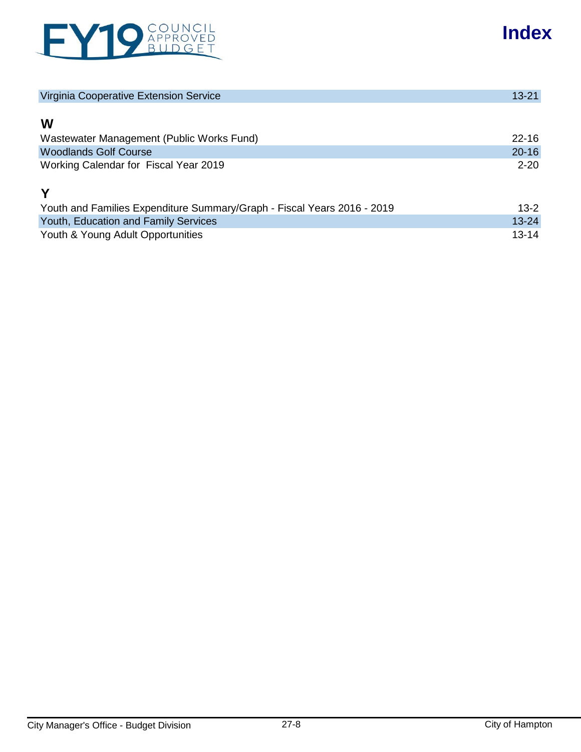# Index

| | |
|---|---|
| Virginia Cooperative Extension Service | 13-21 |

## W

| | |
|---|---|
| Wastewater Management (Public Works Fund) | 22-16 |
| Woodlands Golf Course | 20-16 |
| Working Calendar for Fiscal Year 2019 | 2-20 |

## Y

| | |
|---|---|
| Youth and Families Expenditure Summary/Graph - Fiscal Years 2016 - 2019 | 13-2 |
| Youth, Education and Family Services | 13-24 |
| Youth & Young Adult Opportunities | 13-14 |